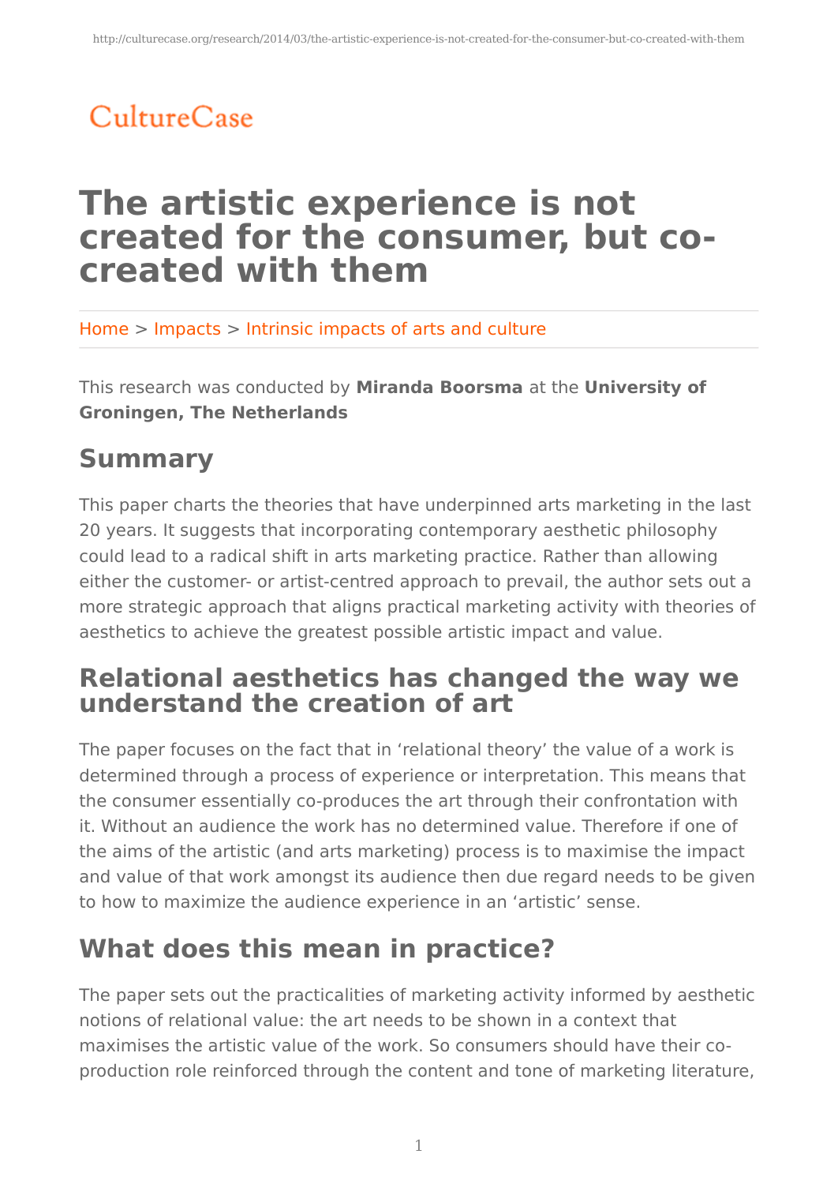CultureCase

# The artistic experience is not created for the consumer, but co-created with them

Home > Impacts > Intrinsic impacts of arts and culture

This research was conducted by **Miranda Boorsma** at the **University of Groningen, The Netherlands**

## Summary

This paper charts the theories that have underpinned arts marketing in the last 20 years. It suggests that incorporating contemporary aesthetic philosophy could lead to a radical shift in arts marketing practice. Rather than allowing either the customer- or artist-centred approach to prevail, the author sets out a more strategic approach that aligns practical marketing activity with theories of aesthetics to achieve the greatest possible artistic impact and value.

## Relational aesthetics has changed the way we understand the creation of art

The paper focuses on the fact that in 'relational theory' the value of a work is determined through a process of experience or interpretation. This means that the consumer essentially co-produces the art through their confrontation with it. Without an audience the work has no determined value. Therefore if one of the aims of the artistic (and arts marketing) process is to maximise the impact and value of that work amongst its audience then due regard needs to be given to how to maximize the audience experience in an 'artistic' sense.

## What does this mean in practice?

The paper sets out the practicalities of marketing activity informed by aesthetic notions of relational value: the art needs to be shown in a context that maximises the artistic value of the work. So consumers should have their co-production role reinforced through the content and tone of marketing literature,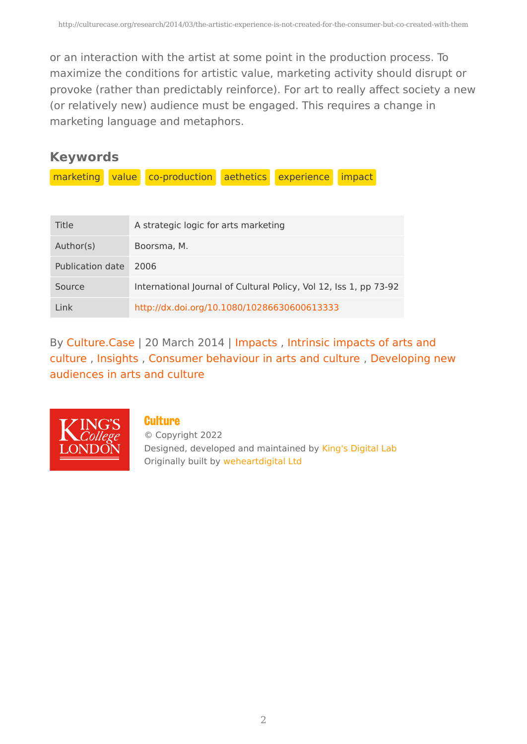or an interaction with the artist at some point in the production process. To maximize the conditions for artistic value, marketing activity should disrupt or provoke (rather than predictably reinforce). For art to really affect society a new (or relatively new) audience must be engaged. This requires a change in marketing language and metaphors.

## Keywords

marketing value co-production aethetics experience impact

| | |
|---|---|
| Title | A strategic logic for arts marketing |
| Author(s) | Boorsma, M. |
| Publication date | 2006 |
| Source | International Journal of Cultural Policy, Vol 12, Iss 1, pp 73-92 |
| Link | http://dx.doi.org/10.1080/10286630600613333 |

By Culture.Case | 20 March 2014 | Impacts , Intrinsic impacts of arts and culture , Insights , Consumer behaviour in arts and culture , Developing new audiences in arts and culture

KING'S College LONDON

**Culture**

© Copyright 2022

Designed, developed and maintained by King's Digital Lab

Originally built by weheartdigital Ltd